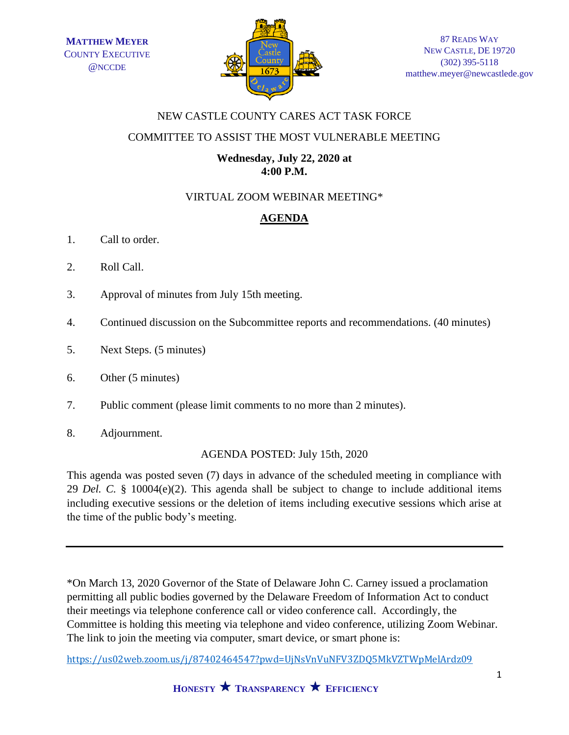**MATTHEW MEYER**
COUNTY EXECUTIVE
@NCCDE

87 READS WAY
NEW CASTLE, DE 19720
(302) 395-5118
matthew.meyer@newcastlede.gov

NEW CASTLE COUNTY CARES ACT TASK FORCE

COMMITTEE TO ASSIST THE MOST VULNERABLE MEETING

**Wednesday, July 22, 2020 at**
**4:00 P.M.**

VIRTUAL ZOOM WEBINAR MEETING*

## AGENDA

1. Call to order.
2. Roll Call.
3. Approval of minutes from July 15th meeting.
4. Continued discussion on the Subcommittee reports and recommendations. (40 minutes)
5. Next Steps. (5 minutes)
6. Other (5 minutes)
7. Public comment (please limit comments to no more than 2 minutes).
8. Adjournment.

AGENDA POSTED: July 15th, 2020

This agenda was posted seven (7) days in advance of the scheduled meeting in compliance with 29 *Del. C.* § 10004(e)(2). This agenda shall be subject to change to include additional items including executive sessions or the deletion of items including executive sessions which arise at the time of the public body's meeting.

---

*On March 13, 2020 Governor of the State of Delaware John C. Carney issued a proclamation permitting all public bodies governed by the Delaware Freedom of Information Act to conduct their meetings via telephone conference call or video conference call. Accordingly, the Committee is holding this meeting via telephone and video conference, utilizing Zoom Webinar. The link to join the meeting via computer, smart device, or smart phone is:

https://us02web.zoom.us/j/87402464547?pwd=UjNsVnVuNFV3ZDQ5MkVZTWpMelArdz09

**HONESTY ★ TRANSPARENCY ★ EFFICIENCY**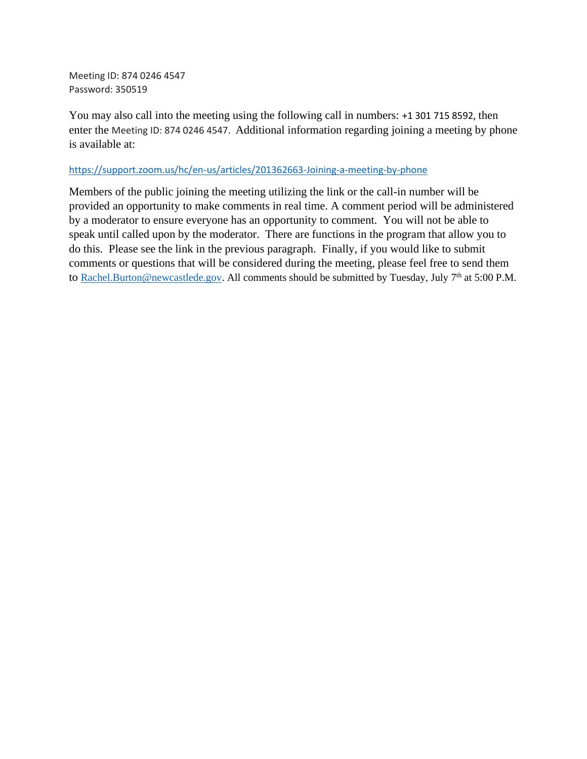Meeting ID: 874 0246 4547
Password: 350519

You may also call into the meeting using the following call in numbers: +1 301 715 8592, then enter the Meeting ID: 874 0246 4547. Additional information regarding joining a meeting by phone is available at:

https://support.zoom.us/hc/en-us/articles/201362663-Joining-a-meeting-by-phone

Members of the public joining the meeting utilizing the link or the call-in number will be provided an opportunity to make comments in real time. A comment period will be administered by a moderator to ensure everyone has an opportunity to comment. You will not be able to speak until called upon by the moderator. There are functions in the program that allow you to do this. Please see the link in the previous paragraph. Finally, if you would like to submit comments or questions that will be considered during the meeting, please feel free to send them to Rachel.Burton@newcastlede.gov. All comments should be submitted by Tuesday, July 7th at 5:00 P.M.